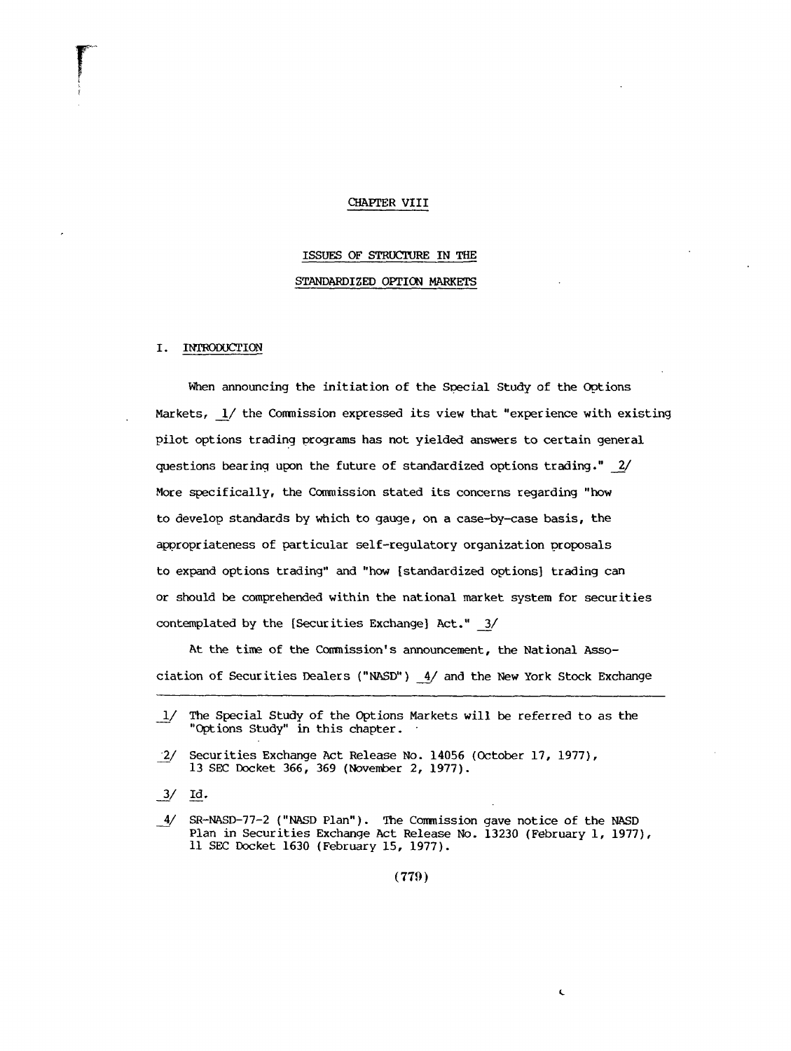# CHAPTER VIII

## ISSUES OF STRUCTURE IN THE STANDARDIZED OPTION MARKETS

### I. INTRODUCTION

When announcing the initiation of the Special Study of the Options Markets, 1/ the Commission expressed its view that "experience with existing pilot options trading programs has not yielded answers to certain general questions bearing upon the future of standardized options trading." 2/ More specifically, the Commission stated its concerns regarding "how to develop standards by which to gauge, on a case-by-case basis, the appropriateness of particular self-regulatory organization proposals to expand options trading" and "how [standardized options] trading can or should be comprehended within the national market system for securities contemplated by the [Securities Exchange] Act." 3/

At the time of the Commission's announcement, the National Association of Securities Dealers ("NASD") 4/ and the New York Stock Exchange

---

1/ The Special Study of the Options Markets will be referred to as the "Options Study" in this chapter.

2/ Securities Exchange Act Release No. 14056 (October 17, 1977), 13 SEC Docket 366, 369 (November 2, 1977).

3/ Id.

4/ SR-NASD-77-2 ("NASD Plan"). The Commission gave notice of the NASD Plan in Securities Exchange Act Release No. 13230 (February 1, 1977), 11 SEC Docket 1630 (February 15, 1977).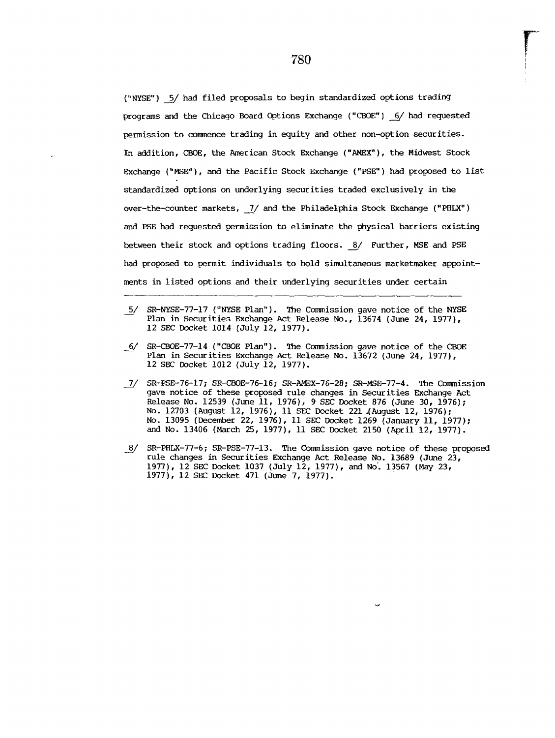("NYSE") 5/ had filed proposals to begin standardized options trading programs and the Chicago Board Options Exchange ("CBOE") 6/ had requested permission to commence trading in equity and other non-option securities. In addition, CBOE, the American Stock Exchange ("AMEX"), the Midwest Stock Exchange ("MSE"), and the Pacific Stock Exchange ("PSE") had proposed to list standardized options on underlying securities traded exclusively in the over-the-counter markets, 7/ and the Philadelphia Stock Exchange ("PHLX") and PSE had requested permission to eliminate the physical barriers existing between their stock and options trading floors. 8/ Further, MSE and PSE had proposed to permit individuals to hold simultaneous marketmaker appointments in listed options and their underlying securities under certain

---

5/ SR-NYSE-77-17 ("NYSE Plan"). The Commission gave notice of the NYSE Plan in Securities Exchange Act Release No., 13674 (June 24, 1977), 12 SEC Docket 1014 (July 12, 1977).

6/ SR-CBOE-77-14 ("CBOE Plan"). The Commission gave notice of the CBOE Plan in Securities Exchange Act Release No. 13672 (June 24, 1977), 12 SEC Docket 1012 (July 12, 1977).

7/ SR-PSE-76-17; SR-CBOE-76-16; SR-AMEX-76-28; SR-MSE-77-4. The Commission gave notice of these proposed rule changes in Securities Exchange Act Release No. 12539 (June 11, 1976), 9 SEC Docket 876 (June 30, 1976); No. 12703 (August 12, 1976), 11 SEC Docket 221 (August 12, 1976); No. 13095 (December 22, 1976), 11 SEC Docket 1269 (January 11, 1977); and No. 13406 (March 25, 1977), 11 SEC Docket 2150 (April 12, 1977).

8/ SR-PHLX-77-6; SR-PSE-77-13. The Commission gave notice of these proposed rule changes in Securities Exchange Act Release No. 13689 (June 23, 1977), 12 SEC Docket 1037 (July 12, 1977), and No. 13567 (May 23, 1977), 12 SEC Docket 471 (June 7, 1977).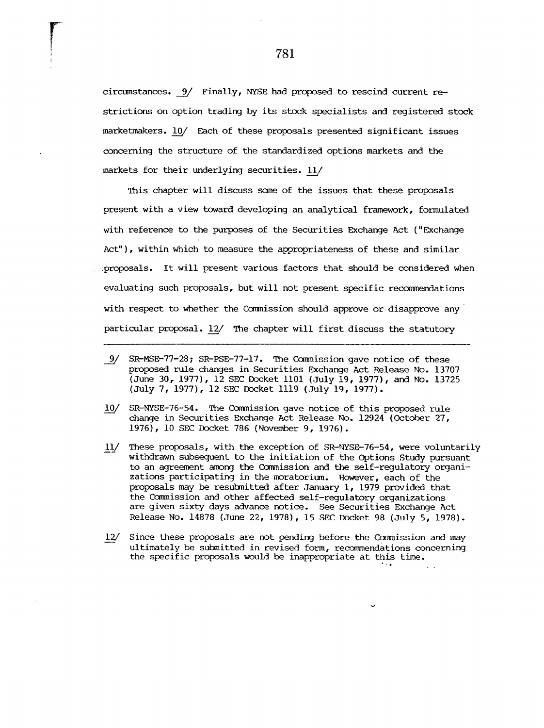circumstances. 9/ Finally, NYSE had proposed to rescind current restrictions on option trading by its stock specialists and registered stock marketmakers. 10/ Each of these proposals presented significant issues concerning the structure of the standardized options markets and the markets for their underlying securities. 11/

This chapter will discuss some of the issues that these proposals present with a view toward developing an analytical framework, formulated with reference to the purposes of the Securities Exchange Act ("Exchange Act"), within which to measure the appropriateness of these and similar proposals. It will present various factors that should be considered when evaluating such proposals, but will not present specific recommendations with respect to whether the Commission should approve or disapprove any particular proposal. 12/ The chapter will first discuss the statutory

---

9/ SR-MSE-77-28; SR-PSE-77-17. The Commission gave notice of these proposed rule changes in Securities Exchange Act Release No. 13707 (June 30, 1977), 12 SEC Docket 1101 (July 19, 1977), and No. 13725 (July 7, 1977), 12 SEC Docket 1119 (July 19, 1977).

10/ SR-NYSE-76-54. The Commission gave notice of this proposed rule change in Securities Exchange Act Release No. 12924 (October 27, 1976), 10 SEC Docket 786 (November 9, 1976).

11/ These proposals, with the exception of SR-NYSE-76-54, were voluntarily withdrawn subsequent to the initiation of the Options Study pursuant to an agreement among the Commission and the self-regulatory organizations participating in the moratorium. However, each of the proposals may be resubmitted after January 1, 1979 provided that the Commission and other affected self-regulatory organizations are given sixty days advance notice. See Securities Exchange Act Release No. 14878 (June 22, 1978), 15 SEC Docket 98 (July 5, 1978).

12/ Since these proposals are not pending before the Commission and may ultimately be submitted in revised form, recommendations concerning the specific proposals would be inappropriate at this time.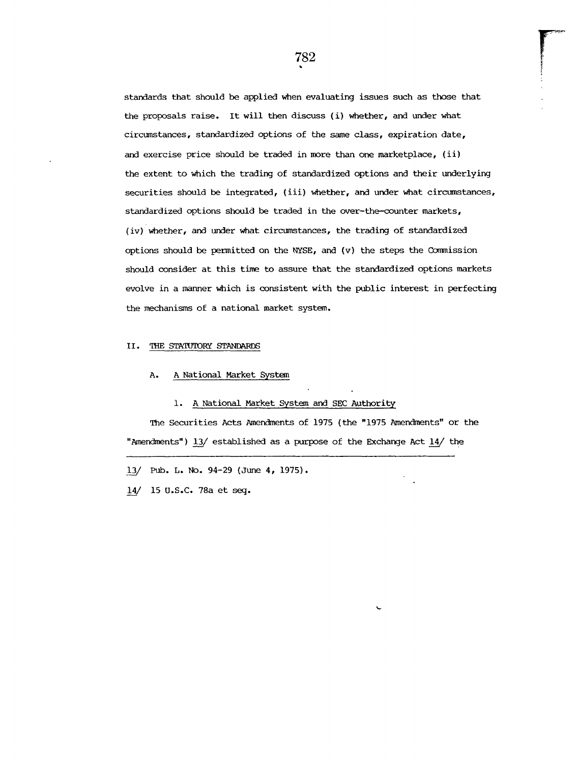standards that should be applied when evaluating issues such as those that the proposals raise. It will then discuss (i) whether, and under what circumstances, standardized options of the same class, expiration date, and exercise price should be traded in more than one marketplace, (ii) the extent to which the trading of standardized options and their underlying securities should be integrated, (iii) whether, and under what circumstances, standardized options should be traded in the over-the-counter markets, (iv) whether, and under what circumstances, the trading of standardized options should be permitted on the NYSE, and (v) the steps the Commission should consider at this time to assure that the standardized options markets evolve in a manner which is consistent with the public interest in perfecting the mechanisms of a national market system.

## II. THE STATUTORY STANDARDS

### A. A National Market System

#### 1. A National Market System and SEC Authority

The Securities Acts Amendments of 1975 (the "1975 Amendments" or the "Amendments") 13/ established as a purpose of the Exchange Act 14/ the

---

13/ Pub. L. No. 94-29 (June 4, 1975).

14/ 15 U.S.C. 78a et seq.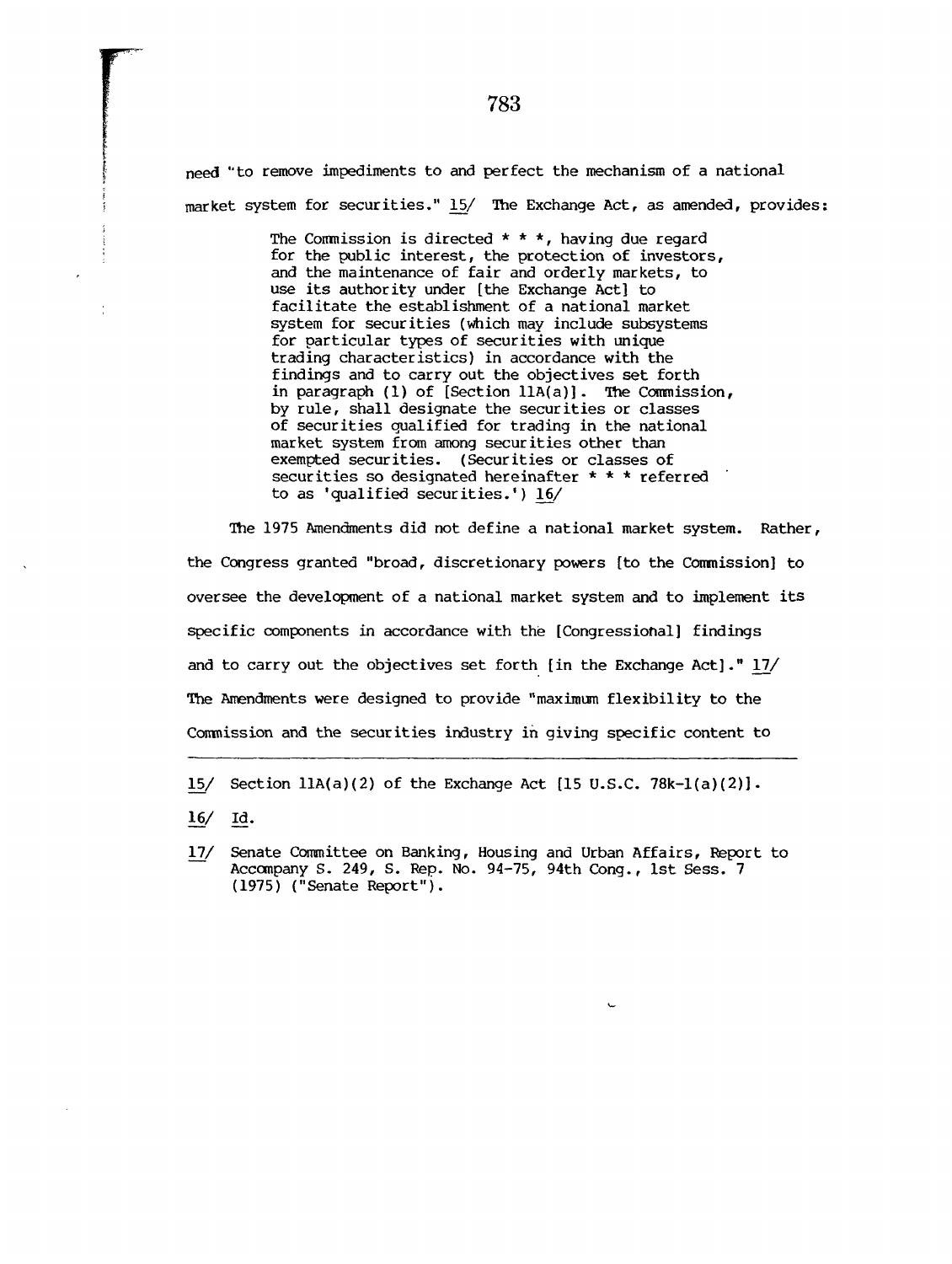need "to remove impediments to and perfect the mechanism of a national market system for securities." 15/ The Exchange Act, as amended, provides:

> The Commission is directed * * *, having due regard for the public interest, the protection of investors, and the maintenance of fair and orderly markets, to use its authority under [the Exchange Act] to facilitate the establishment of a national market system for securities (which may include subsystems for particular types of securities with unique trading characteristics) in accordance with the findings and to carry out the objectives set forth in paragraph (1) of [Section 11A(a)]. The Commission, by rule, shall designate the securities or classes of securities qualified for trading in the national market system from among securities other than exempted securities. (Securities or classes of securities so designated hereinafter * * * referred to as 'qualified securities.') 16/

The 1975 Amendments did not define a national market system. Rather, the Congress granted "broad, discretionary powers [to the Commission] to oversee the development of a national market system and to implement its specific components in accordance with the [Congressional] findings and to carry out the objectives set forth [in the Exchange Act]." 17/ The Amendments were designed to provide "maximum flexibility to the Commission and the securities industry in giving specific content to

---

15/ Section 11A(a)(2) of the Exchange Act [15 U.S.C. 78k-1(a)(2)].

16/ Id.

17/ Senate Committee on Banking, Housing and Urban Affairs, Report to Accompany S. 249, S. Rep. No. 94-75, 94th Cong., 1st Sess. 7 (1975) ("Senate Report").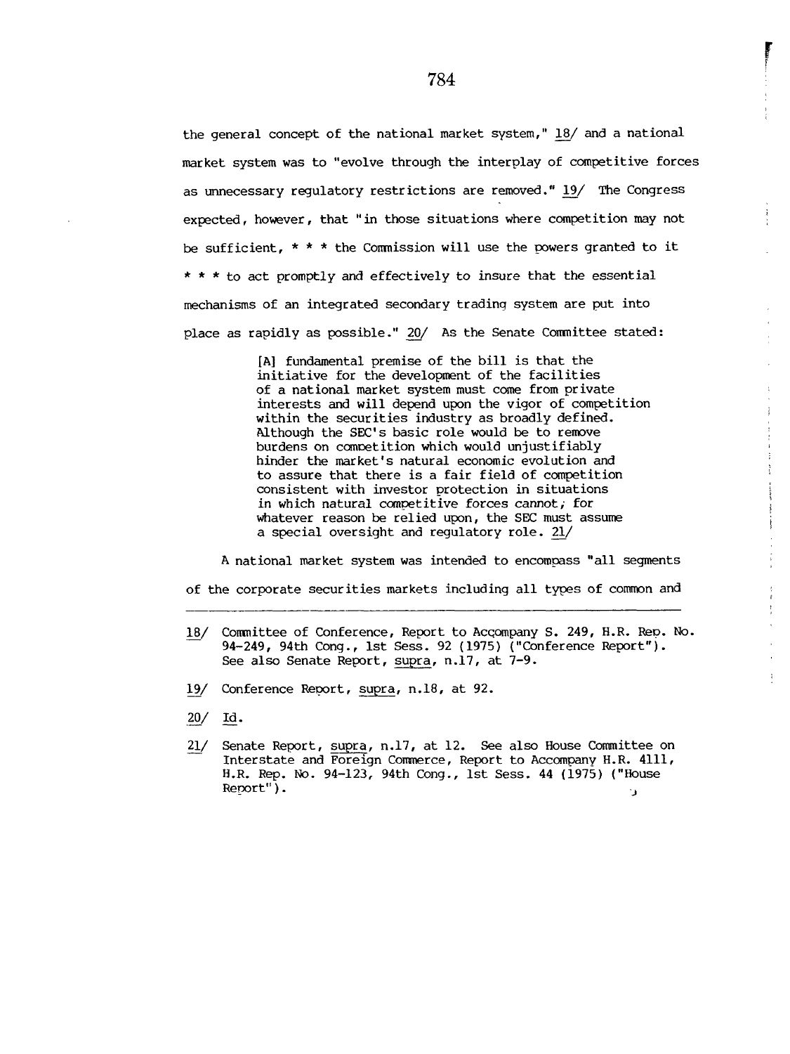the general concept of the national market system," 18/ and a national market system was to "evolve through the interplay of competitive forces as unnecessary regulatory restrictions are removed." 19/ The Congress expected, however, that "in those situations where competition may not be sufficient, * * * the Commission will use the powers granted to it * * * to act promptly and effectively to insure that the essential mechanisms of an integrated secondary trading system are put into place as rapidly as possible." 20/ As the Senate Committee stated:

> [A] fundamental premise of the bill is that the initiative for the development of the facilities of a national market system must come from private interests and will depend upon the vigor of competition within the securities industry as broadly defined. Although the SEC's basic role would be to remove burdens on competition which would unjustifiably hinder the market's natural economic evolution and to assure that there is a fair field of competition consistent with investor protection in situations in which natural competitive forces cannot; for whatever reason be relied upon, the SEC must assume a special oversight and regulatory role. 21/

A national market system was intended to encompass "all segments of the corporate securities markets including all types of common and

---

18/ Committee of Conference, Report to Accompany S. 249, H.R. Rep. No. 94-249, 94th Cong., 1st Sess. 92 (1975) ("Conference Report"). See also Senate Report, *supra*, n.17, at 7-9.

19/ Conference Report, *supra*, n.18, at 92.

20/ *Id.*

21/ Senate Report, *supra*, n.17, at 12. See also House Committee on Interstate and Foreign Commerce, Report to Accompany H.R. 4111, H.R. Rep. No. 94-123, 94th Cong., 1st Sess. 44 (1975) ("House Report").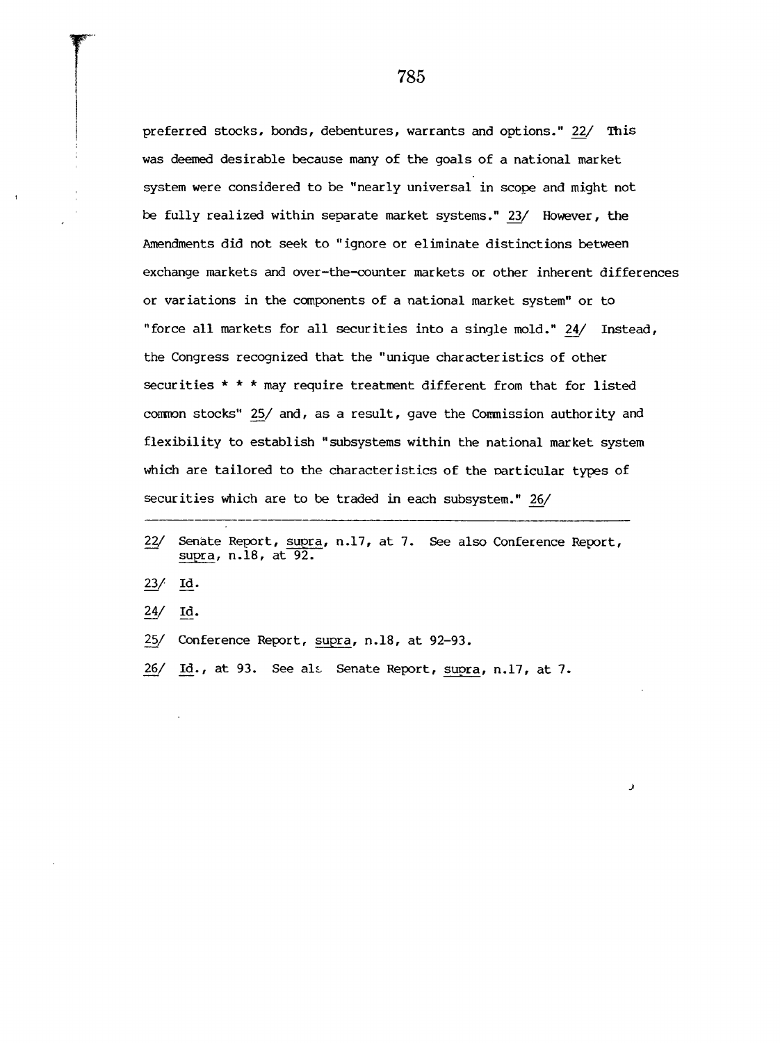preferred stocks, bonds, debentures, warrants and options." 22/ This was deemed desirable because many of the goals of a national market system were considered to be "nearly universal in scope and might not be fully realized within separate market systems." 23/ However, the Amendments did not seek to "ignore or eliminate distinctions between exchange markets and over-the-counter markets or other inherent differences or variations in the components of a national market system" or to "force all markets for all securities into a single mold." 24/ Instead, the Congress recognized that the "unique characteristics of other securities * * * may require treatment different from that for listed common stocks" 25/ and, as a result, gave the Commission authority and flexibility to establish "subsystems within the national market system which are tailored to the characteristics of the particular types of securities which are to be traded in each subsystem." 26/

---

22/ Senate Report, *supra*, n.17, at 7. See also Conference Report, *supra*, n.18, at 92.

23/ *Id*.

24/ *Id*.

25/ Conference Report, *supra*, n.18, at 92-93.

26/ *Id*., at 93. See also Senate Report, *supra*, n.17, at 7.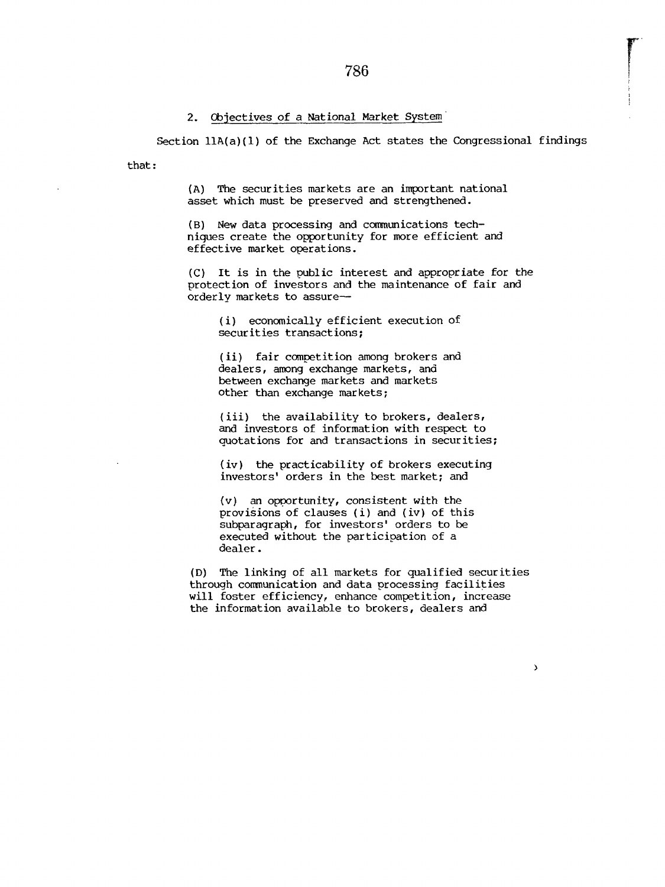2. Objectives of a National Market System

Section 11A(a)(1) of the Exchange Act states the Congressional findings that:

> (A) The securities markets are an important national asset which must be preserved and strengthened.
>
> (B) New data processing and communications techniques create the opportunity for more efficient and effective market operations.
>
> (C) It is in the public interest and appropriate for the protection of investors and the maintenance of fair and orderly markets to assure—
>
> > (i) economically efficient execution of securities transactions;
> >
> > (ii) fair competition among brokers and dealers, among exchange markets, and between exchange markets and markets other than exchange markets;
> >
> > (iii) the availability to brokers, dealers, and investors of information with respect to quotations for and transactions in securities;
> >
> > (iv) the practicability of brokers executing investors' orders in the best market; and
> >
> > (v) an opportunity, consistent with the provisions of clauses (i) and (iv) of this subparagraph, for investors' orders to be executed without the participation of a dealer.
>
> (D) The linking of all markets for qualified securities through communication and data processing facilities will foster efficiency, enhance competition, increase the information available to brokers, dealers and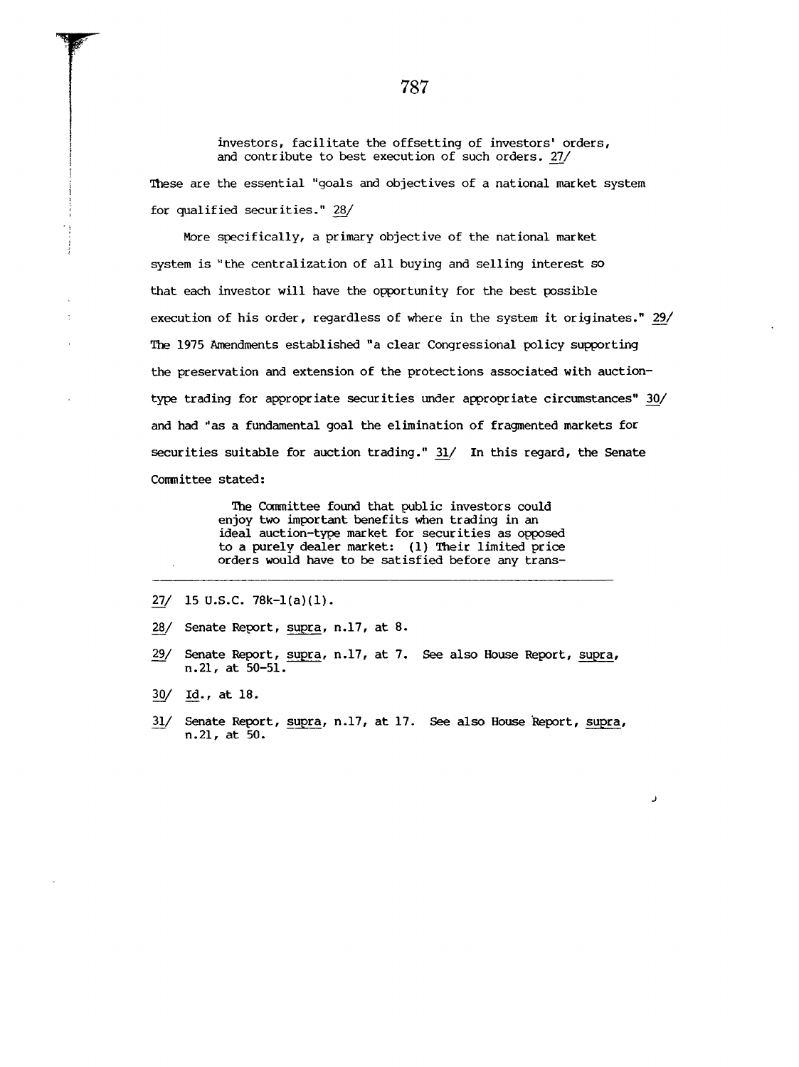> investors, facilitate the offsetting of investors' orders, and contribute to best execution of such orders. 27/

These are the essential "goals and objectives of a national market system for qualified securities." 28/

More specifically, a primary objective of the national market system is "the centralization of all buying and selling interest so that each investor will have the opportunity for the best possible execution of his order, regardless of where in the system it originates." 29/ The 1975 Amendments established "a clear Congressional policy supporting the preservation and extension of the protections associated with auction-type trading for appropriate securities under appropriate circumstances" 30/ and had "as a fundamental goal the elimination of fragmented markets for securities suitable for auction trading." 31/ In this regard, the Senate Committee stated:

> The Committee found that public investors could enjoy two important benefits when trading in an ideal auction-type market for securities as opposed to a purely dealer market: (1) Their limited price orders would have to be satisfied before any trans-

---

27/ 15 U.S.C. 78k-1(a)(1).

28/ Senate Report, *supra*, n.17, at 8.

29/ Senate Report, *supra*, n.17, at 7. See also House Report, *supra*, n.21, at 50-51.

30/ *Id.*, at 18.

31/ Senate Report, *supra*, n.17, at 17. See also House Report, *supra*, n.21, at 50.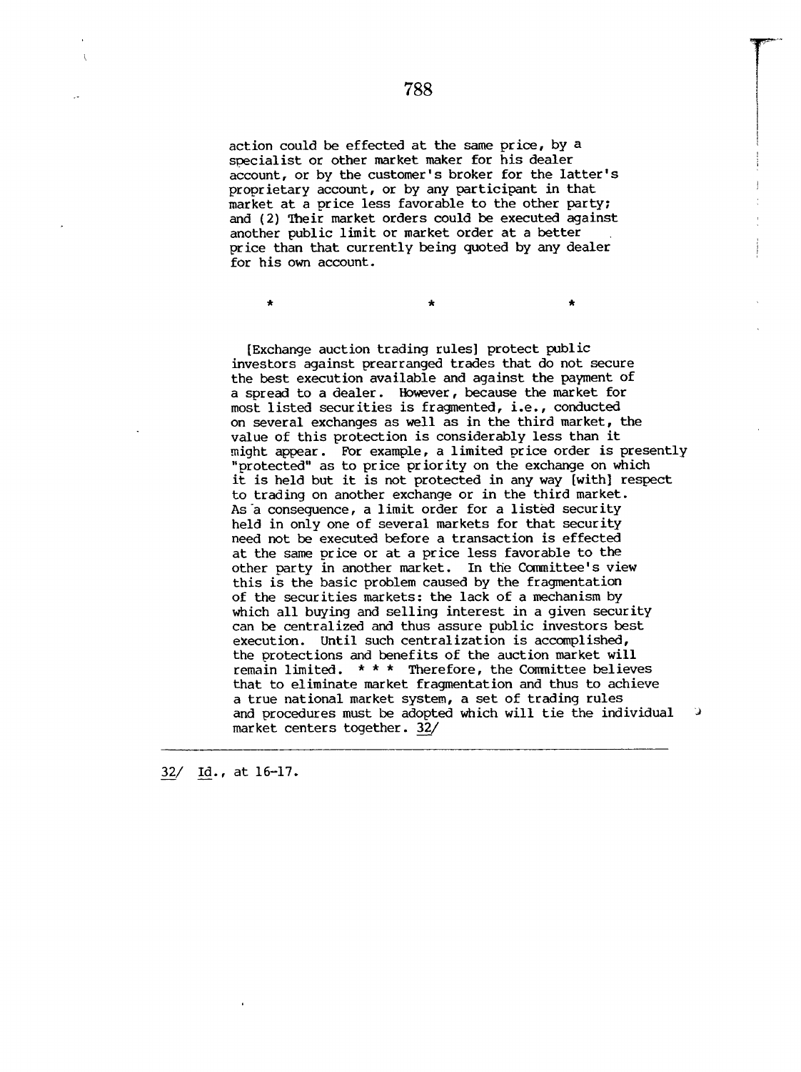action could be effected at the same price, by a specialist or other market maker for his dealer account, or by the customer's broker for the latter's proprietary account, or by any participant in that market at a price less favorable to the other party; and (2) Their market orders could be executed against another public limit or market order at a better price than that currently being quoted by any dealer for his own account.

\*                    \*                    \*

[Exchange auction trading rules] protect public investors against prearranged trades that do not secure the best execution available and against the payment of a spread to a dealer. However, because the market for most listed securities is fragmented, i.e., conducted on several exchanges as well as in the third market, the value of this protection is considerably less than it might appear. For example, a limited price order is presently "protected" as to price priority on the exchange on which it is held but it is not protected in any way [with] respect to trading on another exchange or in the third market. As a consequence, a limit order for a listed security held in only one of several markets for that security need not be executed before a transaction is effected at the same price or at a price less favorable to the other party in another market. In the Committee's view this is the basic problem caused by the fragmentation of the securities markets: the lack of a mechanism by which all buying and selling interest in a given security can be centralized and thus assure public investors best execution. Until such centralization is accomplished, the protections and benefits of the auction market will remain limited. * * * Therefore, the Committee believes that to eliminate market fragmentation and thus to achieve a true national market system, a set of trading rules and procedures must be adopted which will tie the individual market centers together. 32/

---

32/ Id., at 16-17.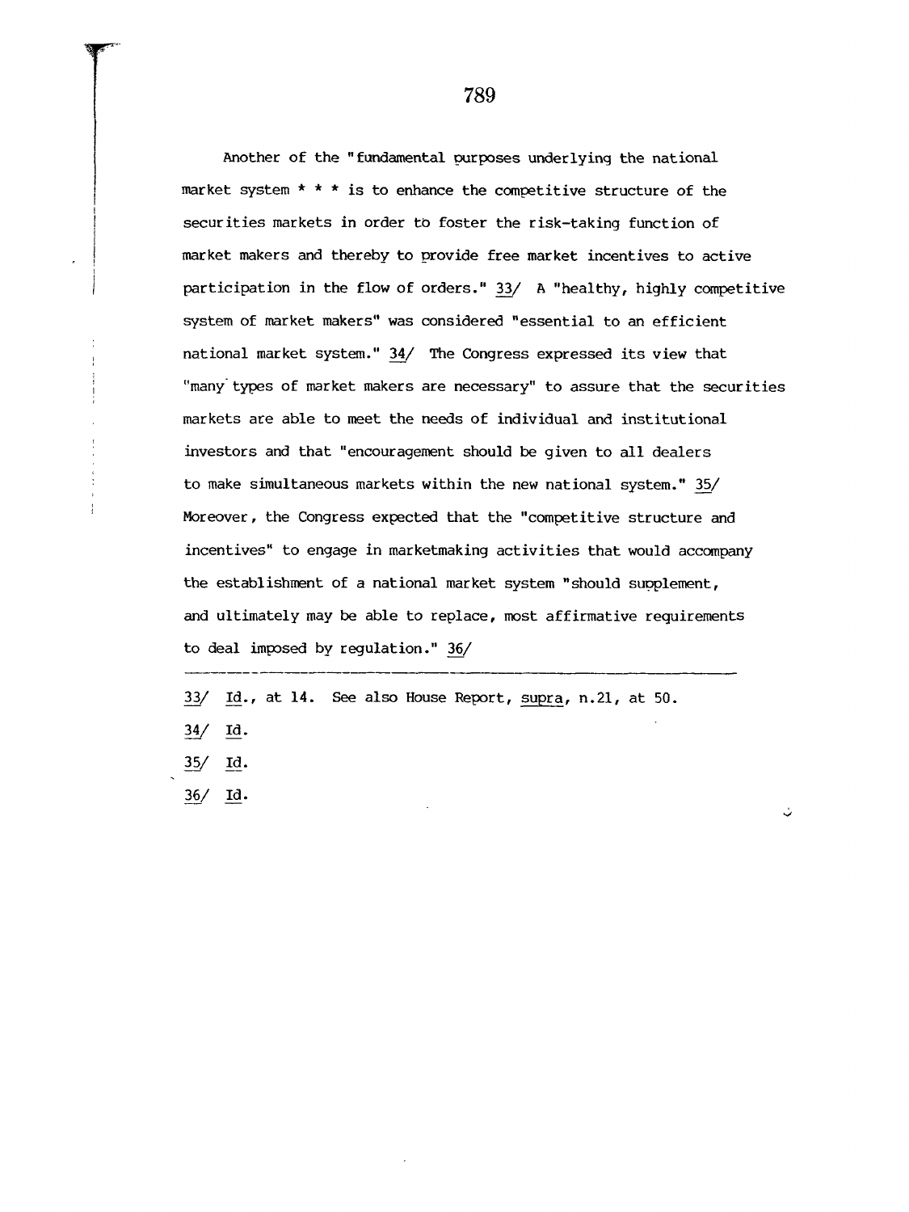Another of the "fundamental purposes underlying the national market system * * * is to enhance the competitive structure of the securities markets in order to foster the risk-taking function of market makers and thereby to provide free market incentives to active participation in the flow of orders." 33/ A "healthy, highly competitive system of market makers" was considered "essential to an efficient national market system." 34/ The Congress expressed its view that "many types of market makers are necessary" to assure that the securities markets are able to meet the needs of individual and institutional investors and that "encouragement should be given to all dealers to make simultaneous markets within the new national system." 35/ Moreover, the Congress expected that the "competitive structure and incentives" to engage in marketmaking activities that would accompany the establishment of a national market system "should supplement, and ultimately may be able to replace, most affirmative requirements to deal imposed by regulation." 36/

---

33/ Id., at 14. See also House Report, supra, n.21, at 50.

34/ Id.

35/ Id.

36/ Id.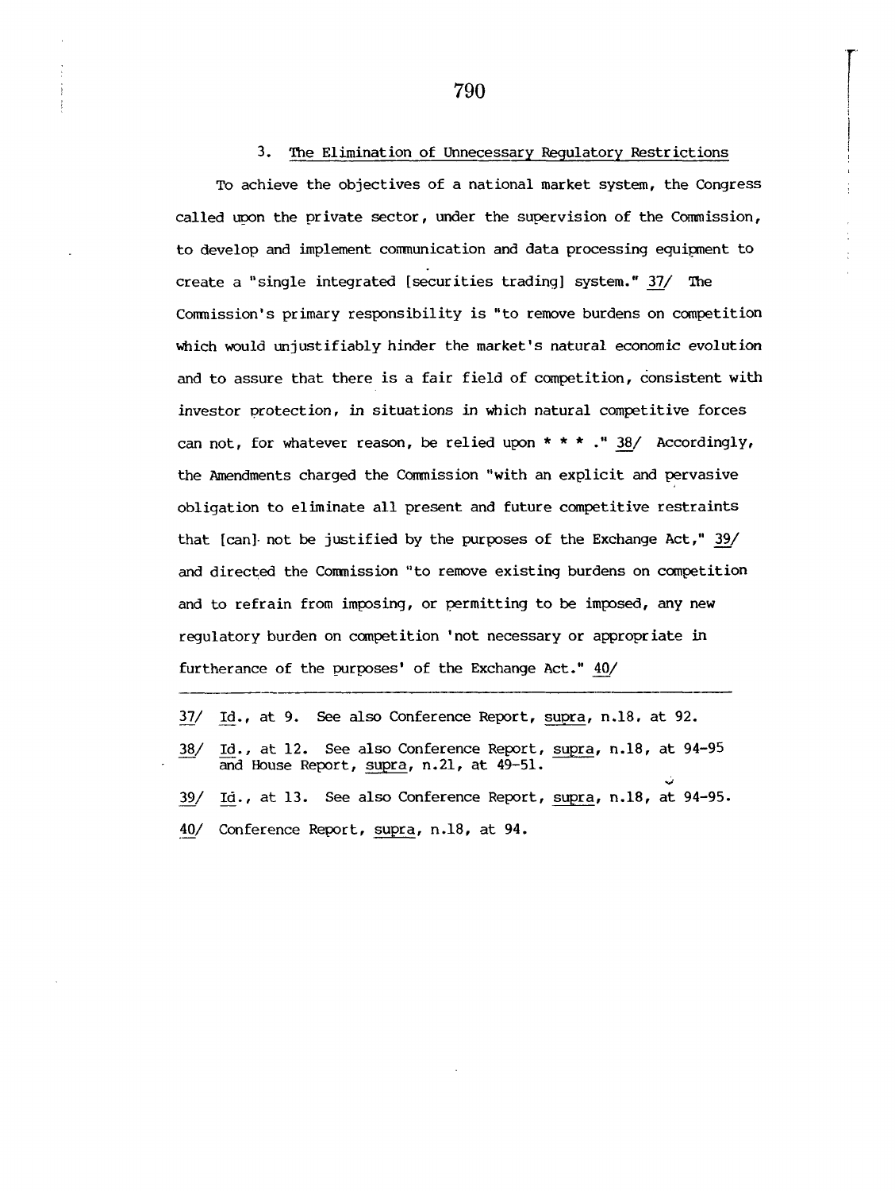### 3. The Elimination of Unnecessary Regulatory Restrictions

To achieve the objectives of a national market system, the Congress called upon the private sector, under the supervision of the Commission, to develop and implement communication and data processing equipment to create a "single integrated [securities trading] system." 37/ The Commission's primary responsibility is "to remove burdens on competition which would unjustifiably hinder the market's natural economic evolution and to assure that there is a fair field of competition, consistent with investor protection, in situations in which natural competitive forces can not, for whatever reason, be relied upon * * * ." 38/ Accordingly, the Amendments charged the Commission "with an explicit and pervasive obligation to eliminate all present and future competitive restraints that [can] not be justified by the purposes of the Exchange Act," 39/ and directed the Commission "to remove existing burdens on competition and to refrain from imposing, or permitting to be imposed, any new regulatory burden on competition 'not necessary or appropriate in furtherance of the purposes' of the Exchange Act." 40/

---

37/ Id., at 9. See also Conference Report, supra, n.18. at 92.

38/ Id., at 12. See also Conference Report, supra, n.18, at 94-95 and House Report, supra, n.21, at 49-51.

39/ Id., at 13. See also Conference Report, supra, n.18, at 94-95.

40/ Conference Report, supra, n.18, at 94.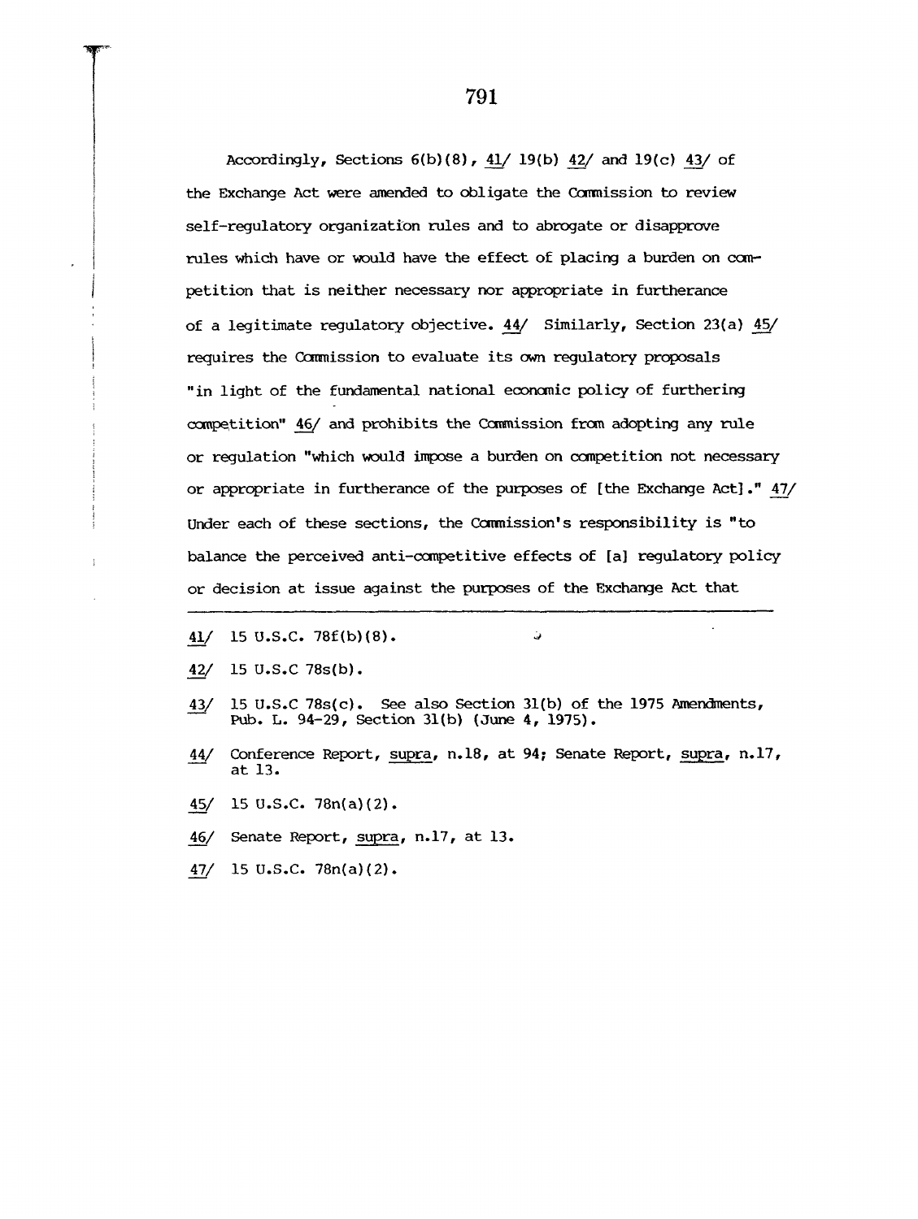Accordingly, Sections 6(b)(8), 41/ 19(b) 42/ and 19(c) 43/ of the Exchange Act were amended to obligate the Commission to review self-regulatory organization rules and to abrogate or disapprove rules which have or would have the effect of placing a burden on competition that is neither necessary nor appropriate in furtherance of a legitimate regulatory objective. 44/ Similarly, Section 23(a) 45/ requires the Commission to evaluate its own regulatory proposals "in light of the fundamental national economic policy of furthering competition" 46/ and prohibits the Commission from adopting any rule or regulation "which would impose a burden on competition not necessary or appropriate in furtherance of the purposes of [the Exchange Act]." 47/ Under each of these sections, the Commission's responsibility is "to balance the perceived anti-competitive effects of [a] regulatory policy or decision at issue against the purposes of the Exchange Act that

---

41/ 15 U.S.C. 78f(b)(8).

42/ 15 U.S.C 78s(b).

43/ 15 U.S.C 78s(c). See also Section 31(b) of the 1975 Amendments, Pub. L. 94-29, Section 31(b) (June 4, 1975).

44/ Conference Report, _supra_, n.18, at 94; Senate Report, _supra_, n.17, at 13.

45/ 15 U.S.C. 78n(a)(2).

46/ Senate Report, _supra_, n.17, at 13.

47/ 15 U.S.C. 78n(a)(2).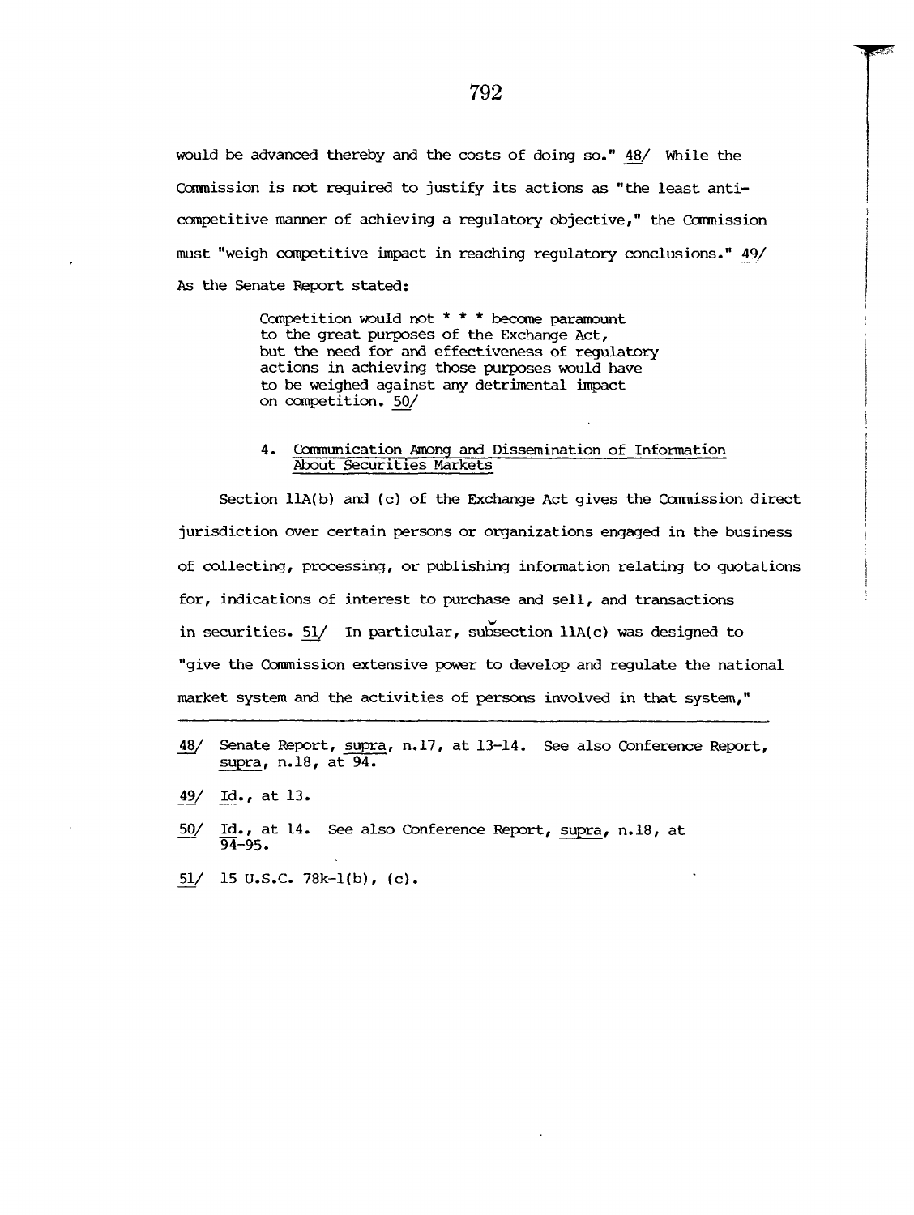would be advanced thereby and the costs of doing so." 48/ While the Commission is not required to justify its actions as "the least anti-competitive manner of achieving a regulatory objective," the Commission must "weigh competitive impact in reaching regulatory conclusions." 49/ As the Senate Report stated:

> Competition would not * * * become paramount to the great purposes of the Exchange Act, but the need for and effectiveness of regulatory actions in achieving those purposes would have to be weighed against any detrimental impact on competition. 50/

### 4. Communication Among and Dissemination of Information About Securities Markets

Section 11A(b) and (c) of the Exchange Act gives the Commission direct jurisdiction over certain persons or organizations engaged in the business of collecting, processing, or publishing information relating to quotations for, indications of interest to purchase and sell, and transactions in securities. 51/ In particular, subsection 11A(c) was designed to "give the Commission extensive power to develop and regulate the national market system and the activities of persons involved in that system,"

---

48/ Senate Report, supra, n.17, at 13-14. See also Conference Report, supra, n.18, at 94.

49/ Id., at 13.

50/ Id., at 14. See also Conference Report, supra, n.18, at 94-95.

51/ 15 U.S.C. 78k-1(b), (c).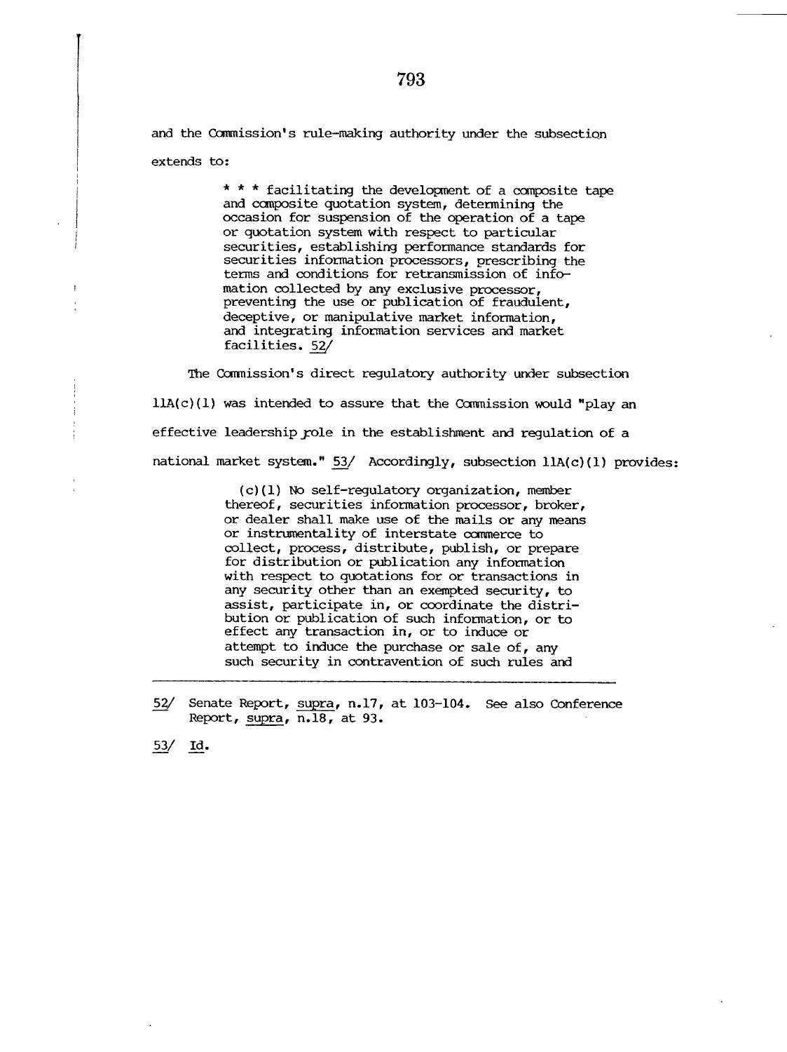and the Commission's rule-making authority under the subsection extends to:

> * * * facilitating the development of a composite tape and composite quotation system, determining the occasion for suspension of the operation of a tape or quotation system with respect to particular securities, establishing performance standards for securities information processors, prescribing the terms and conditions for retransmission of infomation collected by any exclusive processor, preventing the use or publication of fraudulent, deceptive, or manipulative market information, and integrating information services and market facilities. 52/

The Commission's direct regulatory authority under subsection 11A(c)(1) was intended to assure that the Commission would "play an effective leadership role in the establishment and regulation of a national market system." 53/ Accordingly, subsection 11A(c)(1) provides:

> (c)(1) No self-regulatory organization, member thereof, securities information processor, broker, or dealer shall make use of the mails or any means or instrumentality of interstate commerce to collect, process, distribute, publish, or prepare for distribution or publication any information with respect to quotations for or transactions in any security other than an exempted security, to assist, participate in, or coordinate the distribution or publication of such information, or to effect any transaction in, or to induce or attempt to induce the purchase or sale of, any such security in contravention of such rules and

---

52/ Senate Report, *supra*, n.17, at 103-104. See also Conference Report, *supra*, n.18, at 93.

53/ *Id.*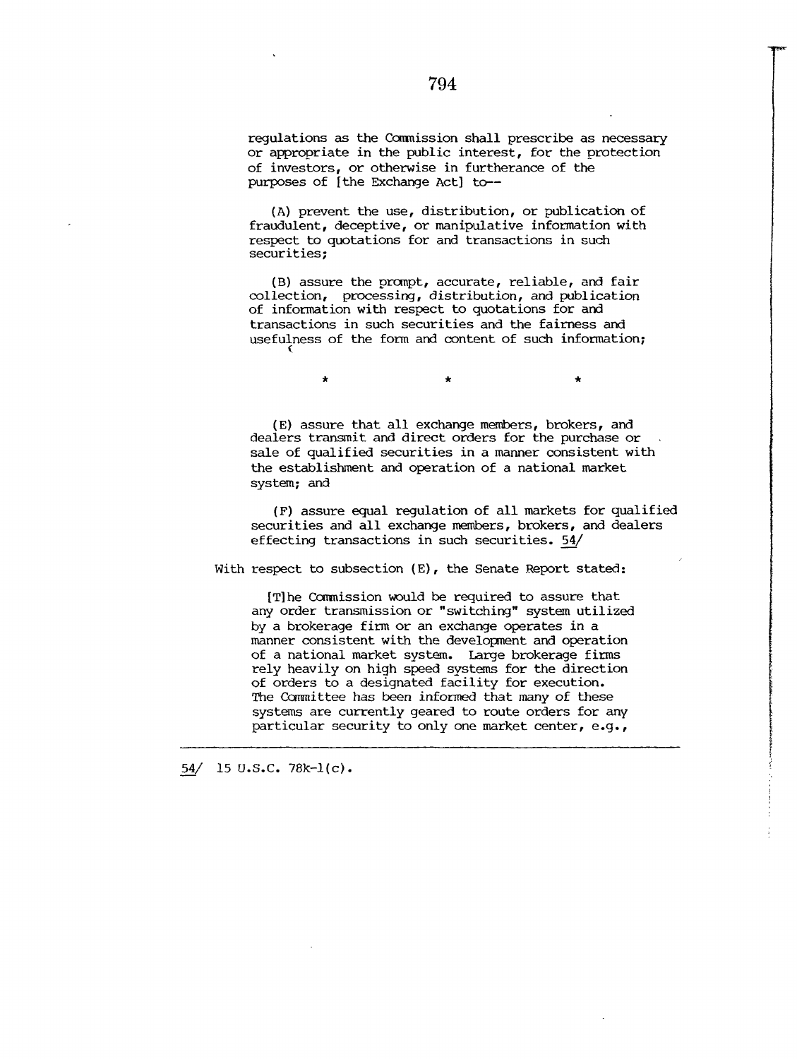regulations as the Commission shall prescribe as necessary or appropriate in the public interest, for the protection of investors, or otherwise in furtherance of the purposes of [the Exchange Act] to--

> (A) prevent the use, distribution, or publication of fraudulent, deceptive, or manipulative information with respect to quotations for and transactions in such securities;
>
> (B) assure the prompt, accurate, reliable, and fair collection, processing, distribution, and publication of information with respect to quotations for and transactions in such securities and the fairness and usefulness of the form and content of such information;
>
> \* \* \*
>
> (E) assure that all exchange members, brokers, and dealers transmit and direct orders for the purchase or sale of qualified securities in a manner consistent with the establishment and operation of a national market system; and
>
> (F) assure equal regulation of all markets for qualified securities and all exchange members, brokers, and dealers effecting transactions in such securities. 54/

With respect to subsection (E), the Senate Report stated:

> [T]he Commission would be required to assure that any order transmission or "switching" system utilized by a brokerage firm or an exchange operates in a manner consistent with the development and operation of a national market system. Large brokerage firms rely heavily on high speed systems for the direction of orders to a designated facility for execution. The Committee has been informed that many of these systems are currently geared to route orders for any particular security to only one market center, e.g.,

---

54/ 15 U.S.C. 78k-1(c).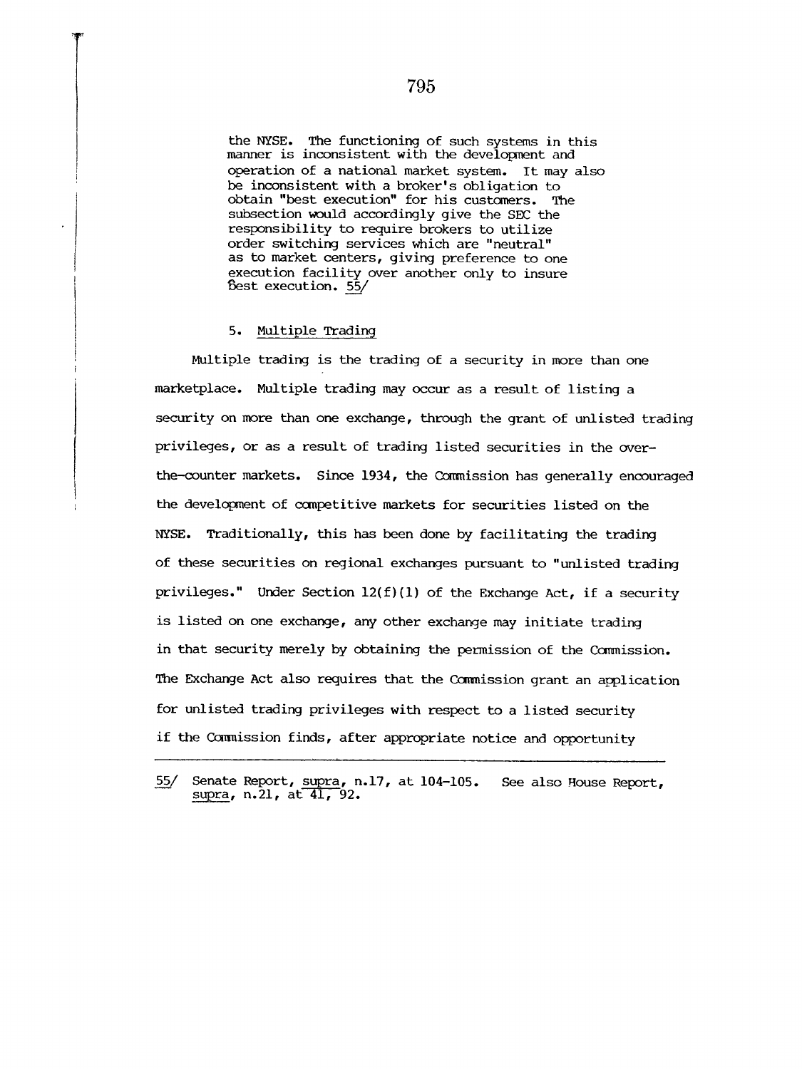> the NYSE. The functioning of such systems in this manner is inconsistent with the development and operation of a national market system. It may also be inconsistent with a broker's obligation to obtain "best execution" for his customers. The subsection would accordingly give the SEC the responsibility to require brokers to utilize order switching services which are "neutral" as to market centers, giving preference to one execution facility over another only to insure best execution. 55/

5. Multiple Trading

Multiple trading is the trading of a security in more than one marketplace. Multiple trading may occur as a result of listing a security on more than one exchange, through the grant of unlisted trading privileges, or as a result of trading listed securities in the over-the-counter markets. Since 1934, the Commission has generally encouraged the development of competitive markets for securities listed on the NYSE. Traditionally, this has been done by facilitating the trading of these securities on regional exchanges pursuant to "unlisted trading privileges." Under Section 12(f)(1) of the Exchange Act, if a security is listed on one exchange, any other exchange may initiate trading in that security merely by obtaining the permission of the Commission. The Exchange Act also requires that the Commission grant an application for unlisted trading privileges with respect to a listed security if the Commission finds, after appropriate notice and opportunity

---

55/ Senate Report, *supra*, n.17, at 104-105. See also House Report, *supra*, n.21, at 41, 92.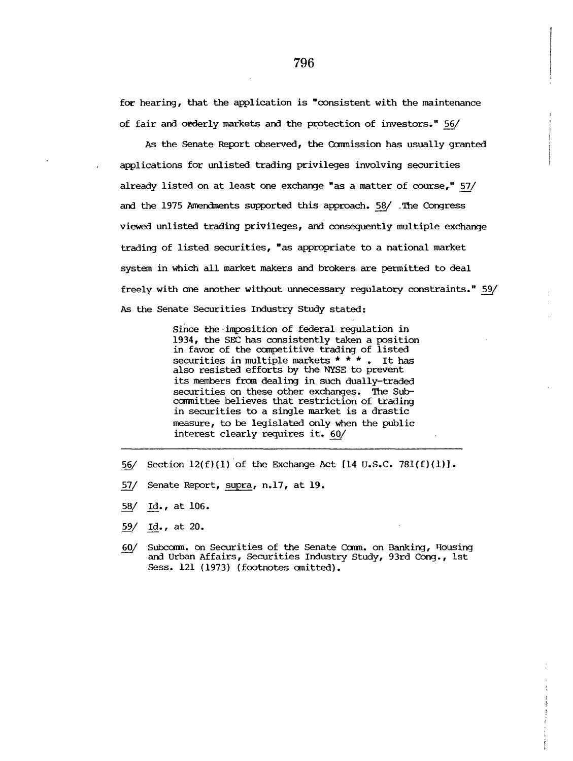for hearing, that the application is "consistent with the maintenance of fair and orderly markets and the protection of investors." 56/

As the Senate Report observed, the Commission has usually granted applications for unlisted trading privileges involving securities already listed on at least one exchange "as a matter of course," 57/ and the 1975 Amendments supported this approach. 58/ The Congress viewed unlisted trading privileges, and consequently multiple exchange trading of listed securities, "as appropriate to a national market system in which all market makers and brokers are permitted to deal freely with one another without unnecessary regulatory constraints." 59/ As the Senate Securities Industry Study stated:

> Since the imposition of federal regulation in 1934, the SEC has consistently taken a position in favor of the competitive trading of listed securities in multiple markets * * * . It has also resisted efforts by the NYSE to prevent its members from dealing in such dually-traded securities on these other exchanges. The Subcommittee believes that restriction of trading in securities to a single market is a drastic measure, to be legislated only when the public interest clearly requires it. 60/

---

56/ Section 12(f)(1) of the Exchange Act [14 U.S.C. 781(f)(1)].

57/ Senate Report, supra, n.17, at 19.

58/ Id., at 106.

59/ Id., at 20.

60/ Subcomm. on Securities of the Senate Comm. on Banking, Housing and Urban Affairs, Securities Industry Study, 93rd Cong., 1st Sess. 121 (1973) (footnotes omitted).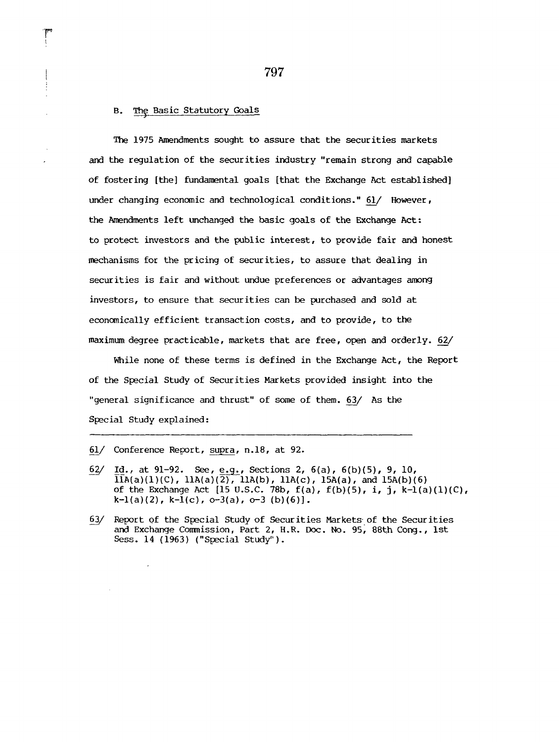B. The Basic Statutory Goals

The 1975 Amendments sought to assure that the securities markets and the regulation of the securities industry "remain strong and capable of fostering [the] fundamental goals [that the Exchange Act established] under changing economic and technological conditions." 61/ However, the Amendments left unchanged the basic goals of the Exchange Act: to protect investors and the public interest, to provide fair and honest mechanisms for the pricing of securities, to assure that dealing in securities is fair and without undue preferences or advantages among investors, to ensure that securities can be purchased and sold at economically efficient transaction costs, and to provide, to the maximum degree practicable, markets that are free, open and orderly. 62/

While none of these terms is defined in the Exchange Act, the Report of the Special Study of Securities Markets provided insight into the "general significance and thrust" of some of them. 63/ As the Special Study explained:

---

61/ Conference Report, supra, n.18, at 92.

62/ Id., at 91-92. See, e.g., Sections 2, 6(a), 6(b)(5), 9, 10, 11A(a)(1)(C), 11A(a)(2), 11A(b), 11A(c), 15A(a), and 15A(b)(6) of the Exchange Act [15 U.S.C. 78b, f(a), f(b)(5), i, j, k-1(a)(1)(C), k-1(a)(2), k-1(c), o-3(a), o-3 (b)(6)].

63/ Report of the Special Study of Securities Markets of the Securities and Exchange Commission, Part 2, H.R. Doc. No. 95, 88th Cong., 1st Sess. 14 (1963) ("Special Study").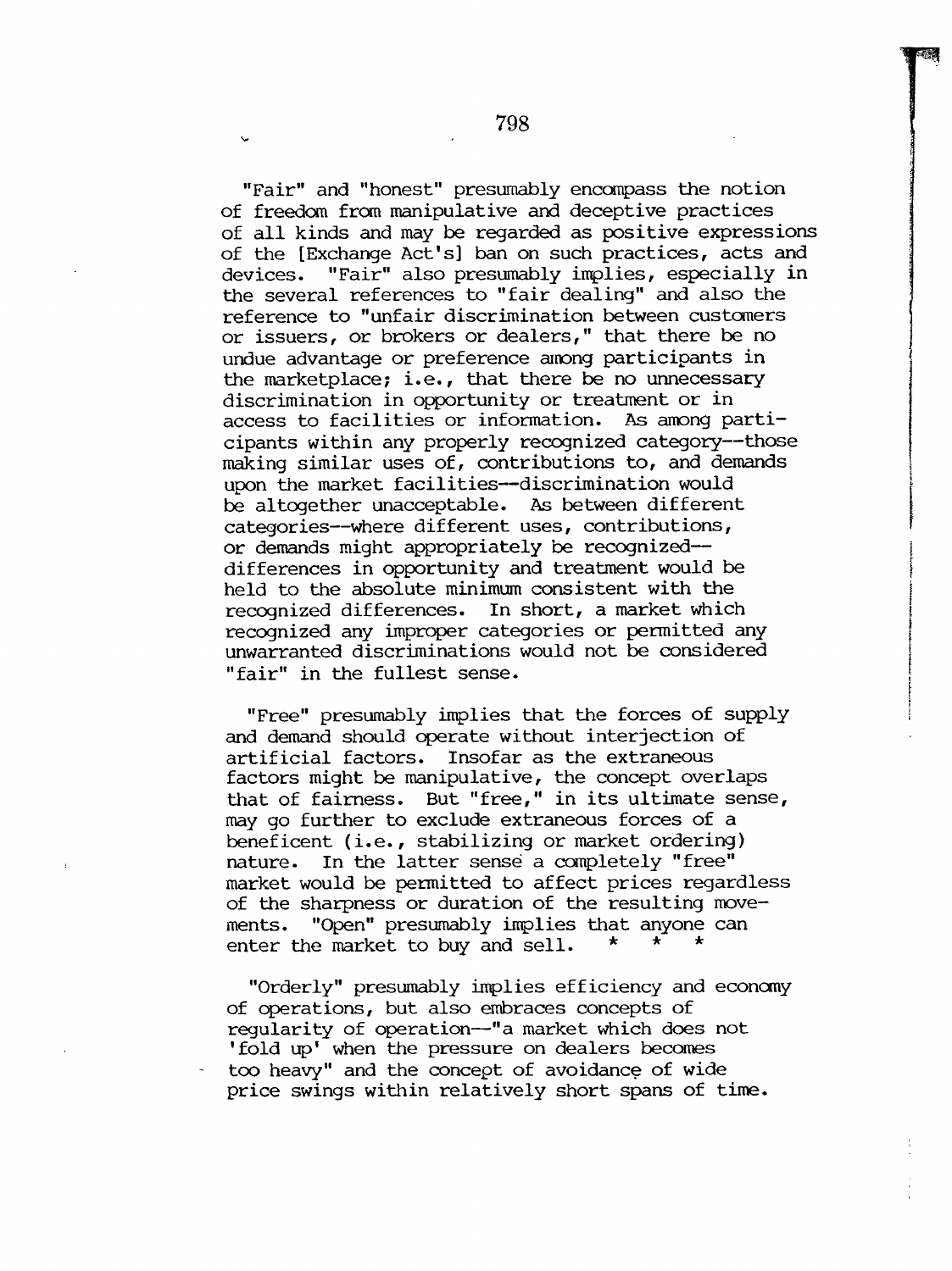"Fair" and "honest" presumably encompass the notion of freedom from manipulative and deceptive practices of all kinds and may be regarded as positive expressions of the [Exchange Act's] ban on such practices, acts and devices. "Fair" also presumably implies, especially in the several references to "fair dealing" and also the reference to "unfair discrimination between customers or issuers, or brokers or dealers," that there be no undue advantage or preference among participants in the marketplace; i.e., that there be no unnecessary discrimination in opportunity or treatment or in access to facilities or information. As among participants within any properly recognized category--those making similar uses of, contributions to, and demands upon the market facilities--discrimination would be altogether unacceptable. As between different categories--where different uses, contributions, or demands might appropriately be recognized--differences in opportunity and treatment would be held to the absolute minimum consistent with the recognized differences. In short, a market which recognized any improper categories or permitted any unwarranted discriminations would not be considered "fair" in the fullest sense.

"Free" presumably implies that the forces of supply and demand should operate without interjection of artificial factors. Insofar as the extraneous factors might be manipulative, the concept overlaps that of fairness. But "free," in its ultimate sense, may go further to exclude extraneous forces of a beneficent (i.e., stabilizing or market ordering) nature. In the latter sense a completely "free" market would be permitted to affect prices regardless of the sharpness or duration of the resulting movements. "Open" presumably implies that anyone can enter the market to buy and sell. * * *

"Orderly" presumably implies efficiency and economy of operations, but also embraces concepts of regularity of operation--"a market which does not 'fold up' when the pressure on dealers becomes too heavy" and the concept of avoidance of wide price swings within relatively short spans of time.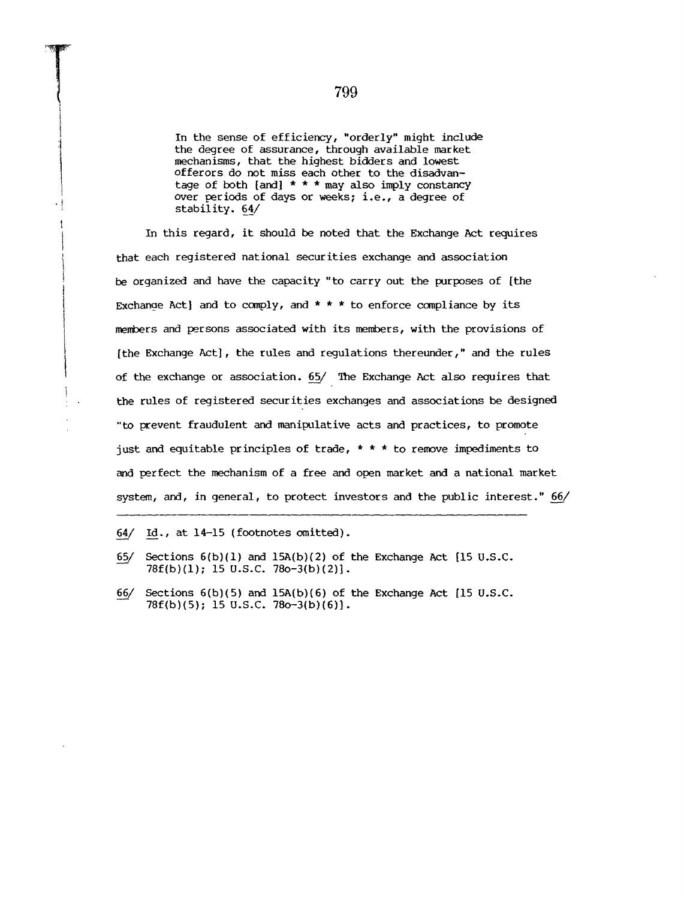> In the sense of efficiency, "orderly" might include the degree of assurance, through available market mechanisms, that the highest bidders and lowest offerors do not miss each other to the disadvantage of both [and] * * * may also imply constancy over periods of days or weeks; i.e., a degree of stability. 64/

In this regard, it should be noted that the Exchange Act requires that each registered national securities exchange and association be organized and have the capacity "to carry out the purposes of [the Exchange Act] and to comply, and * * * to enforce compliance by its members and persons associated with its members, with the provisions of [the Exchange Act], the rules and regulations thereunder," and the rules of the exchange or association. 65/ The Exchange Act also requires that the rules of registered securities exchanges and associations be designed "to prevent fraudulent and manipulative acts and practices, to promote just and equitable principles of trade, * * * to remove impediments to and perfect the mechanism of a free and open market and a national market system, and, in general, to protect investors and the public interest." 66/

---

64/ Id., at 14-15 (footnotes omitted).

65/ Sections 6(b)(1) and 15A(b)(2) of the Exchange Act [15 U.S.C. 78f(b)(1); 15 U.S.C. 78o-3(b)(2)].

66/ Sections 6(b)(5) and 15A(b)(6) of the Exchange Act [15 U.S.C. 78f(b)(5); 15 U.S.C. 78o-3(b)(6)].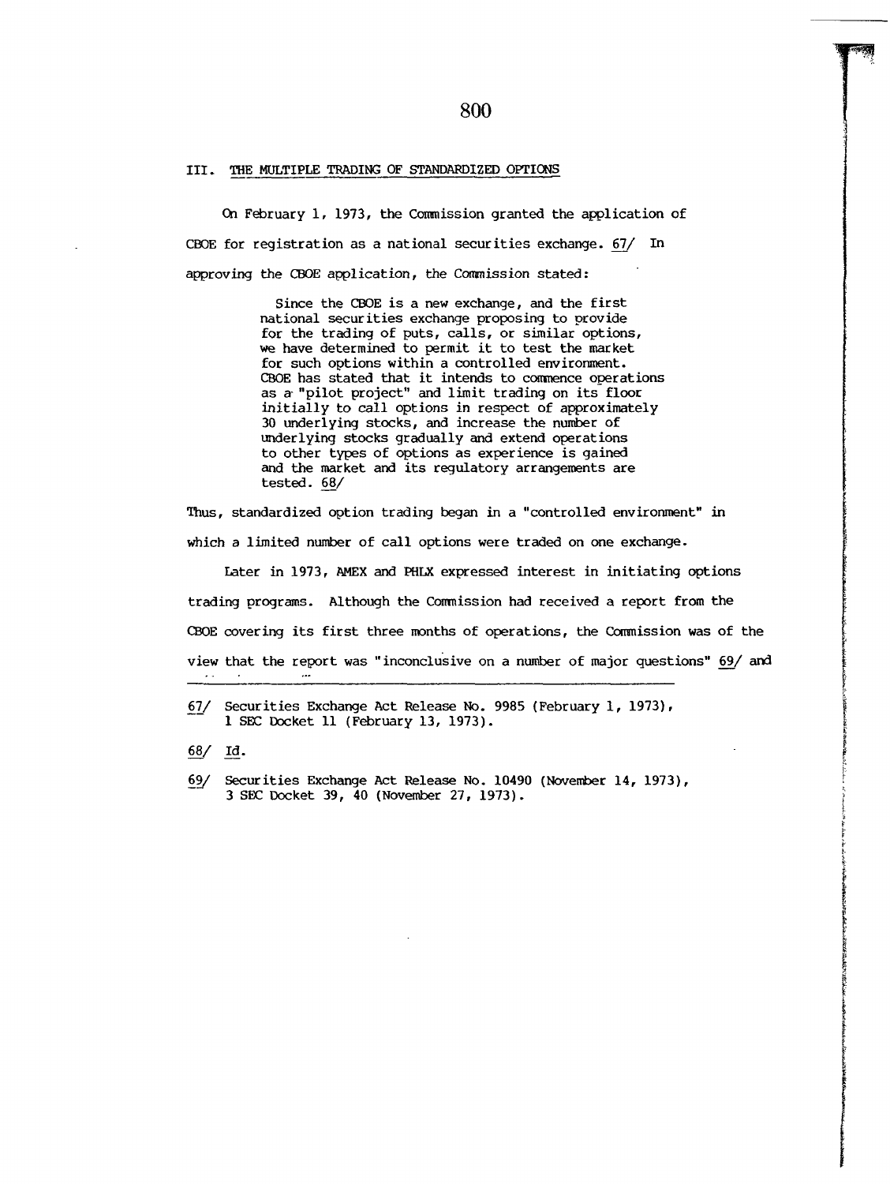## III. THE MULTIPLE TRADING OF STANDARDIZED OPTIONS

On February 1, 1973, the Commission granted the application of CBOE for registration as a national securities exchange. 67/ In approving the CBOE application, the Commission stated:

> Since the CBOE is a new exchange, and the first national securities exchange proposing to provide for the trading of puts, calls, or similar options, we have determined to permit it to test the market for such options within a controlled environment. CBOE has stated that it intends to commence operations as a "pilot project" and limit trading on its floor initially to call options in respect of approximately 30 underlying stocks, and increase the number of underlying stocks gradually and extend operations to other types of options as experience is gained and the market and its regulatory arrangements are tested. 68/

Thus, standardized option trading began in a "controlled environment" in which a limited number of call options were traded on one exchange.

Later in 1973, AMEX and PHLX expressed interest in initiating options trading programs. Although the Commission had received a report from the CBOE covering its first three months of operations, the Commission was of the view that the report was "inconclusive on a number of major questions" 69/ and

---

67/ Securities Exchange Act Release No. 9985 (February 1, 1973), 1 SEC Docket 11 (February 13, 1973).

68/ Id.

69/ Securities Exchange Act Release No. 10490 (November 14, 1973), 3 SEC Docket 39, 40 (November 27, 1973).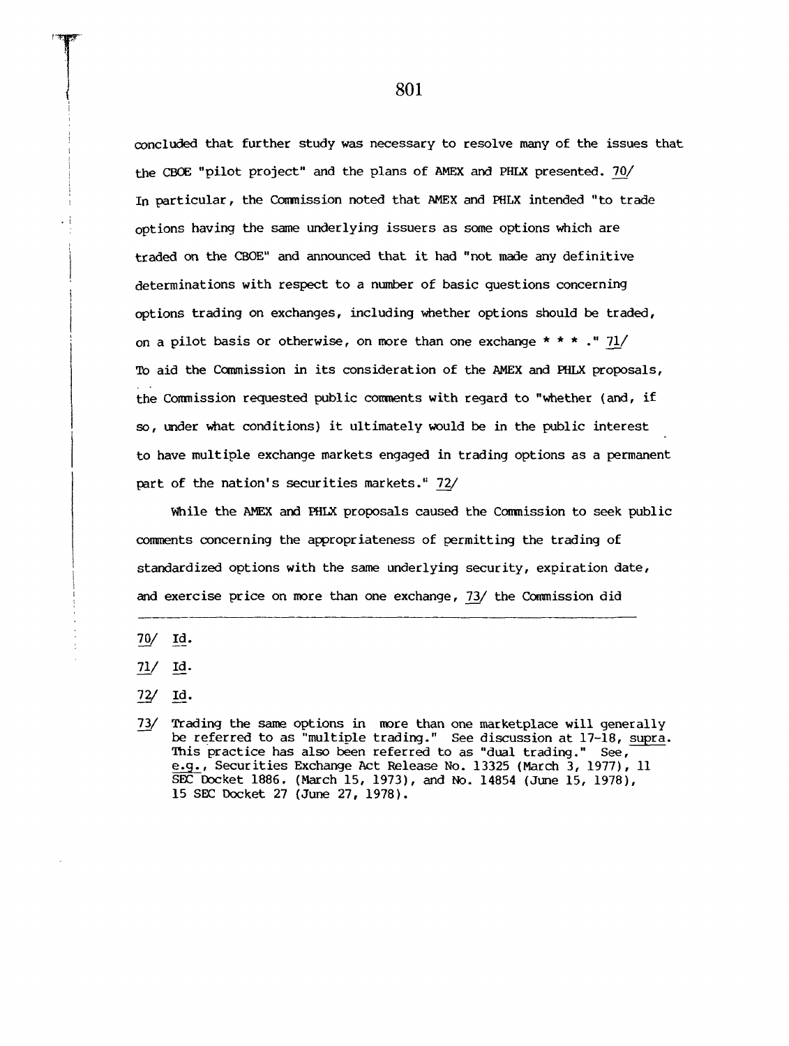concluded that further study was necessary to resolve many of the issues that the CBOE "pilot project" and the plans of AMEX and PHLX presented. 70/ In particular, the Commission noted that AMEX and PHLX intended "to trade options having the same underlying issuers as some options which are traded on the CBOE" and announced that it had "not made any definitive determinations with respect to a number of basic questions concerning options trading on exchanges, including whether options should be traded, on a pilot basis or otherwise, on more than one exchange * * * ." 71/ To aid the Commission in its consideration of the AMEX and PHLX proposals, the Commission requested public comments with regard to "whether (and, if so, under what conditions) it ultimately would be in the public interest to have multiple exchange markets engaged in trading options as a permanent part of the nation's securities markets." 72/

While the AMEX and PHLX proposals caused the Commission to seek public comments concerning the appropriateness of permitting the trading of standardized options with the same underlying security, expiration date, and exercise price on more than one exchange, 73/ the Commission did

---

70/ Id.

71/ Id.

72/ Id.

73/ Trading the same options in more than one marketplace will generally be referred to as "multiple trading." See discussion at 17-18, supra. This practice has also been referred to as "dual trading." See, e.g., Securities Exchange Act Release No. 13325 (March 3, 1977), 11 SEC Docket 1886. (March 15, 1973), and No. 14854 (June 15, 1978), 15 SEC Docket 27 (June 27, 1978).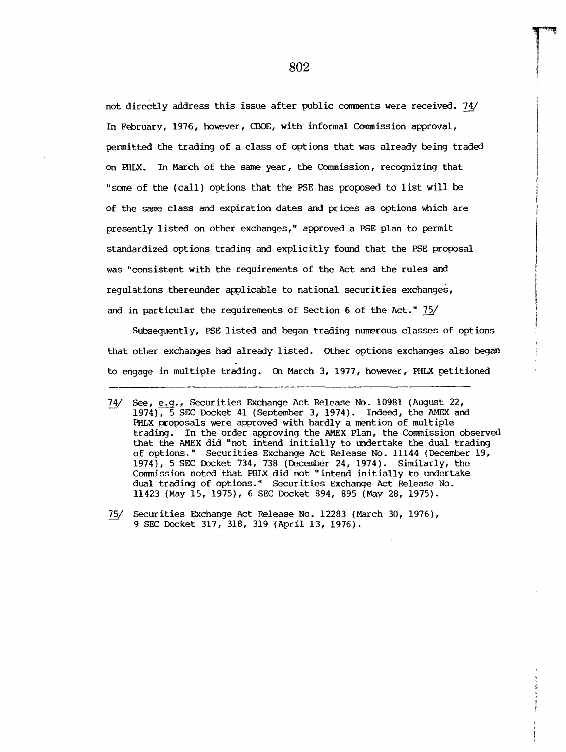not directly address this issue after public comments were received. 74/ In February, 1976, however, CBOE, with informal Commission approval, permitted the trading of a class of options that was already being traded on PHLX. In March of the same year, the Commission, recognizing that "some of the (call) options that the PSE has proposed to list will be of the same class and expiration dates and prices as options which are presently listed on other exchanges," approved a PSE plan to permit standardized options trading and explicitly found that the PSE proposal was "consistent with the requirements of the Act and the rules and regulations thereunder applicable to national securities exchanges, and in particular the requirements of Section 6 of the Act." 75/

Subsequently, PSE listed and began trading numerous classes of options that other exchanges had already listed. Other options exchanges also began to engage in multiple trading. On March 3, 1977, however, PHLX petitioned

---

74/ See, e.g., Securities Exchange Act Release No. 10981 (August 22, 1974), 5 SEC Docket 41 (September 3, 1974). Indeed, the AMEX and PHLX proposals were approved with hardly a mention of multiple trading. In the order approving the AMEX Plan, the Commission observed that the AMEX did "not intend initially to undertake the dual trading of options." Securities Exchange Act Release No. 11144 (December 19, 1974), 5 SEC Docket 734, 738 (December 24, 1974). Similarly, the Commission noted that PHLX did not "intend initially to undertake dual trading of options." Securities Exchange Act Release No. 11423 (May 15, 1975), 6 SEC Docket 894, 895 (May 28, 1975).

75/ Securities Exchange Act Release No. 12283 (March 30, 1976), 9 SEC Docket 317, 318, 319 (April 13, 1976).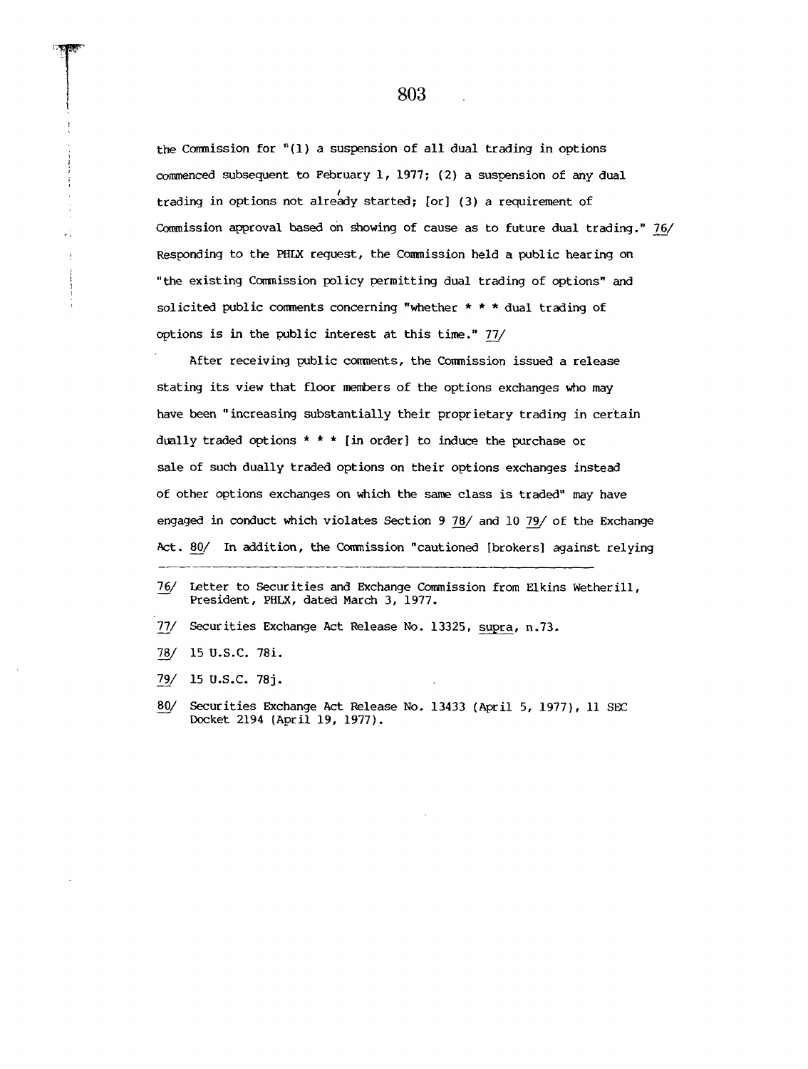the Commission for "(1) a suspension of all dual trading in options commenced subsequent to February 1, 1977; (2) a suspension of any dual trading in options not already started; [or] (3) a requirement of Commission approval based on showing of cause as to future dual trading." 76/ Responding to the PHLX request, the Commission held a public hearing on "the existing Commission policy permitting dual trading of options" and solicited public comments concerning "whether * * * dual trading of options is in the public interest at this time." 77/

After receiving public comments, the Commission issued a release stating its view that floor members of the options exchanges who may have been "increasing substantially their proprietary trading in certain dually traded options * * * [in order] to induce the purchase or sale of such dually traded options on their options exchanges instead of other options exchanges on which the same class is traded" may have engaged in conduct which violates Section 9 78/ and 10 79/ of the Exchange Act. 80/ In addition, the Commission "cautioned [brokers] against relying

---

76/ Letter to Securities and Exchange Commission from Elkins Wetherill, President, PHLX, dated March 3, 1977.

77/ Securities Exchange Act Release No. 13325, supra, n.73.

78/ 15 U.S.C. 78i.

79/ 15 U.S.C. 78j.

80/ Securities Exchange Act Release No. 13433 (April 5, 1977), 11 SEC Docket 2194 (April 19, 1977).